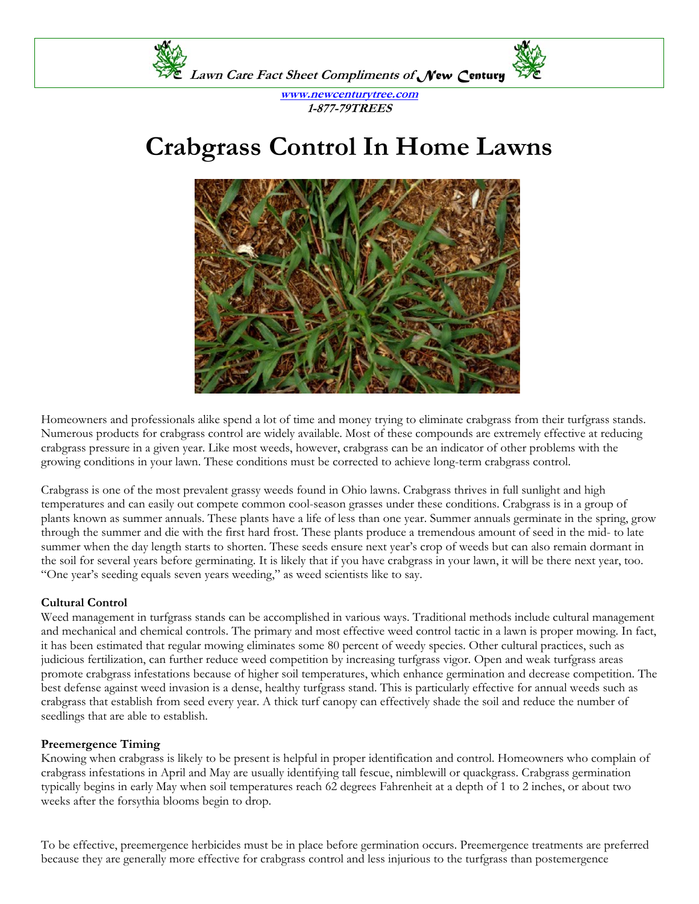*Lawn Care Fact Sheet Compliments of New Century*

**www.newcenturytree.com**
**1-877-79TREES**

# Crabgrass Control In Home Lawns

Homeowners and professionals alike spend a lot of time and money trying to eliminate crabgrass from their turfgrass stands. Numerous products for crabgrass control are widely available. Most of these compounds are extremely effective at reducing crabgrass pressure in a given year. Like most weeds, however, crabgrass can be an indicator of other problems with the growing conditions in your lawn. These conditions must be corrected to achieve long-term crabgrass control.

Crabgrass is one of the most prevalent grassy weeds found in Ohio lawns. Crabgrass thrives in full sunlight and high temperatures and can easily out compete common cool-season grasses under these conditions. Crabgrass is in a group of plants known as summer annuals. These plants have a life of less than one year. Summer annuals germinate in the spring, grow through the summer and die with the first hard frost. These plants produce a tremendous amount of seed in the mid- to late summer when the day length starts to shorten. These seeds ensure next year's crop of weeds but can also remain dormant in the soil for several years before germinating. It is likely that if you have crabgrass in your lawn, it will be there next year, too. "One year's seeding equals seven years weeding," as weed scientists like to say.

**Cultural Control**

Weed management in turfgrass stands can be accomplished in various ways. Traditional methods include cultural management and mechanical and chemical controls. The primary and most effective weed control tactic in a lawn is proper mowing. In fact, it has been estimated that regular mowing eliminates some 80 percent of weedy species. Other cultural practices, such as judicious fertilization, can further reduce weed competition by increasing turfgrass vigor. Open and weak turfgrass areas promote crabgrass infestations because of higher soil temperatures, which enhance germination and decrease competition. The best defense against weed invasion is a dense, healthy turfgrass stand. This is particularly effective for annual weeds such as crabgrass that establish from seed every year. A thick turf canopy can effectively shade the soil and reduce the number of seedlings that are able to establish.

**Preemergence Timing**

Knowing when crabgrass is likely to be present is helpful in proper identification and control. Homeowners who complain of crabgrass infestations in April and May are usually identifying tall fescue, nimblewill or quackgrass. Crabgrass germination typically begins in early May when soil temperatures reach 62 degrees Fahrenheit at a depth of 1 to 2 inches, or about two weeks after the forsythia blooms begin to drop.

To be effective, preemergence herbicides must be in place before germination occurs. Preemergence treatments are preferred because they are generally more effective for crabgrass control and less injurious to the turfgrass than postemergence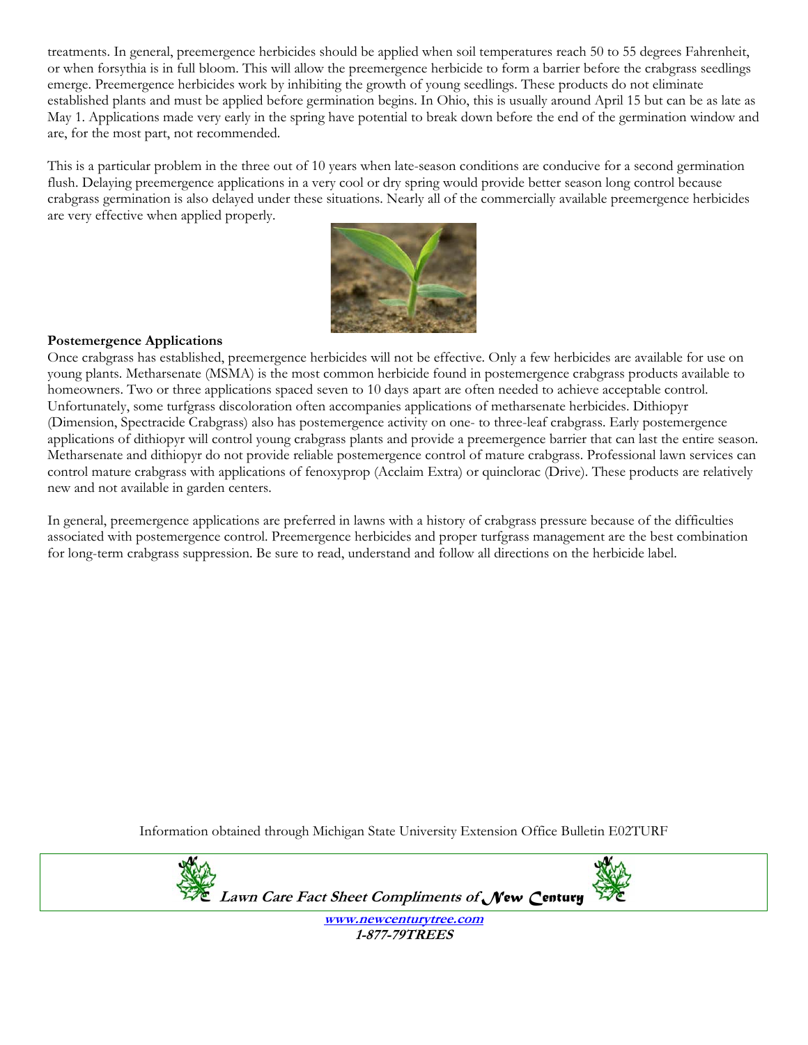treatments. In general, preemergence herbicides should be applied when soil temperatures reach 50 to 55 degrees Fahrenheit, or when forsythia is in full bloom. This will allow the preemergence herbicide to form a barrier before the crabgrass seedlings emerge. Preemergence herbicides work by inhibiting the growth of young seedlings. These products do not eliminate established plants and must be applied before germination begins. In Ohio, this is usually around April 15 but can be as late as May 1. Applications made very early in the spring have potential to break down before the end of the germination window and are, for the most part, not recommended.

This is a particular problem in the three out of 10 years when late-season conditions are conducive for a second germination flush. Delaying preemergence applications in a very cool or dry spring would provide better season long control because crabgrass germination is also delayed under these situations. Nearly all of the commercially available preemergence herbicides are very effective when applied properly.

**Postemergence Applications**

Once crabgrass has established, preemergence herbicides will not be effective. Only a few herbicides are available for use on young plants. Metharsenate (MSMA) is the most common herbicide found in postemergence crabgrass products available to homeowners. Two or three applications spaced seven to 10 days apart are often needed to achieve acceptable control. Unfortunately, some turfgrass discoloration often accompanies applications of metharsenate herbicides. Dithiopyr (Dimension, Spectracide Crabgrass) also has postemergence activity on one- to three-leaf crabgrass. Early postemergence applications of dithiopyr will control young crabgrass plants and provide a preemergence barrier that can last the entire season. Metharsenate and dithiopyr do not provide reliable postemergence control of mature crabgrass. Professional lawn services can control mature crabgrass with applications of fenoxyprop (Acclaim Extra) or quinclorac (Drive). These products are relatively new and not available in garden centers.

In general, preemergence applications are preferred in lawns with a history of crabgrass pressure because of the difficulties associated with postemergence control. Preemergence herbicides and proper turfgrass management are the best combination for long-term crabgrass suppression. Be sure to read, understand and follow all directions on the herbicide label.

Information obtained through Michigan State University Extension Office Bulletin E02TURF

***Lawn Care Fact Sheet Compliments of New Century***

**[www.newcenturytree.com](http://www.newcenturytree.com)**

***1-877-79TREES***